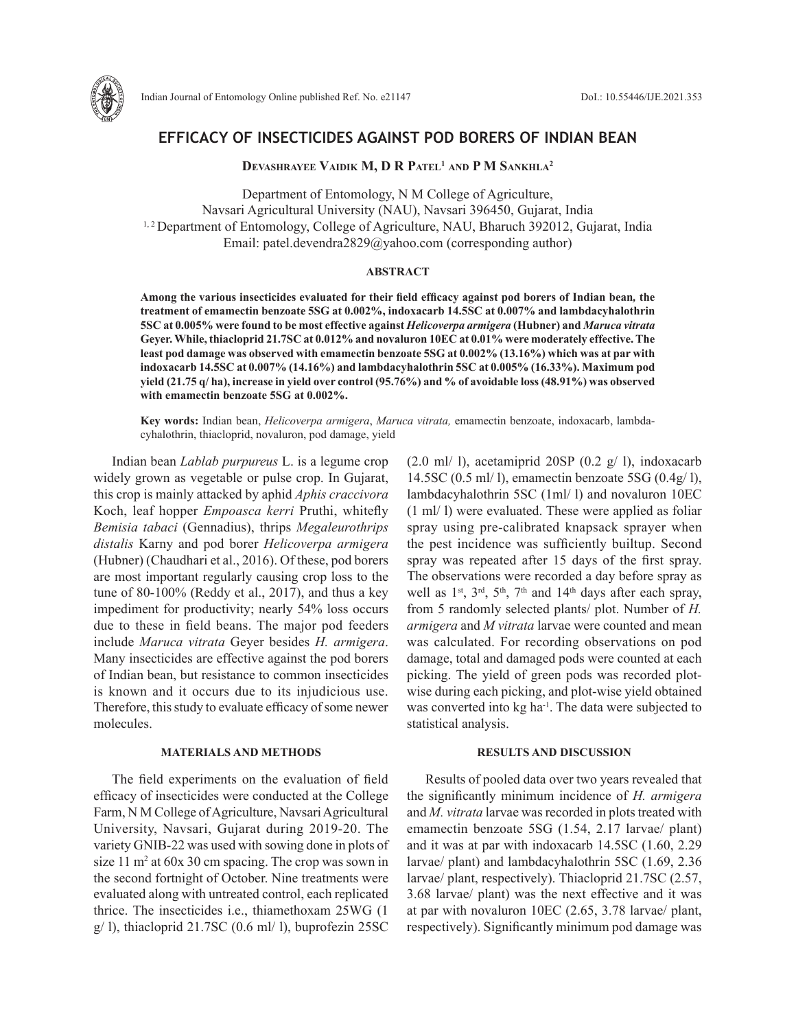# EFFICACY OF INSECTICIDES AGAINST POD BORERS OF INDIAN BEAN

**Devashrayee Vaidik M, D R Patel[1] and P M Sankhla[2]**

Department of Entomology, N M College of Agriculture,
Navsari Agricultural University (NAU), Navsari 396450, Gujarat, India
[1, 2] Department of Entomology, College of Agriculture, NAU, Bharuch 392012, Gujarat, India
Email: patel.devendra2829@yahoo.com (corresponding author)

## ABSTRACT

**Among the various insecticides evaluated for their field efficacy against pod borers of Indian bean, the treatment of emamectin benzoate 5SG at 0.002%, indoxacarb 14.5SC at 0.007% and lambdacyhalothrin 5SC at 0.005% were found to be most effective against *Helicoverpa armigera* (Hubner) and *Maruca vitrata* Geyer. While, thiacloprid 21.7SC at 0.012% and novaluron 10EC at 0.01% were moderately effective. The least pod damage was observed with emamectin benzoate 5SG at 0.002% (13.16%) which was at par with indoxacarb 14.5SC at 0.007% (14.16%) and lambdacyhalothrin 5SC at 0.005% (16.33%). Maximum pod yield (21.75 q/ ha), increase in yield over control (95.76%) and % of avoidable loss (48.91%) was observed with emamectin benzoate 5SG at 0.002%.**

**Key words:** Indian bean, *Helicoverpa armigera*, *Maruca vitrata,* emamectin benzoate, indoxacarb, lambda-cyhalothrin, thiacloprid, novaluron, pod damage, yield

Indian bean *Lablab purpureus* L. is a legume crop widely grown as vegetable or pulse crop. In Gujarat, this crop is mainly attacked by aphid *Aphis craccivora* Koch, leaf hopper *Empoasca kerri* Pruthi, whitefly *Bemisia tabaci* (Gennadius), thrips *Megaleurothrips distalis* Karny and pod borer *Helicoverpa armigera* (Hubner) (Chaudhari et al., 2016). Of these, pod borers are most important regularly causing crop loss to the tune of 80-100% (Reddy et al., 2017), and thus a key impediment for productivity; nearly 54% loss occurs due to these in field beans. The major pod feeders include *Maruca vitrata* Geyer besides *H. armigera*. Many insecticides are effective against the pod borers of Indian bean, but resistance to common insecticides is known and it occurs due to its injudicious use. Therefore, this study to evaluate efficacy of some newer molecules.

## MATERIALS AND METHODS

The field experiments on the evaluation of field efficacy of insecticides were conducted at the College Farm, N M College of Agriculture, Navsari Agricultural University, Navsari, Gujarat during 2019-20. The variety GNIB-22 was used with sowing done in plots of size 11 $m^2$ at 60x 30 cm spacing. The crop was sown in the second fortnight of October. Nine treatments were evaluated along with untreated control, each replicated thrice. The insecticides i.e., thiamethoxam 25WG (1 g/ l), thiacloprid 21.7SC (0.6 ml/ l), buprofezin 25SC (2.0 ml/ l), acetamiprid 20SP (0.2 g/ l), indoxacarb 14.5SC (0.5 ml/ l), emamectin benzoate 5SG (0.4g/ l), lambdacyhalothrin 5SC (1ml/ l) and novaluron 10EC (1 ml/ l) were evaluated. These were applied as foliar spray using pre-calibrated knapsack sprayer when the pest incidence was sufficiently builtup. Second spray was repeated after 15 days of the first spray. The observations were recorded a day before spray as well as 1st, 3rd, 5th, 7th and 14th days after each spray, from 5 randomly selected plants/ plot. Number of *H. armigera* and *M vitrata* larvae were counted and mean was calculated. For recording observations on pod damage, total and damaged pods were counted at each picking. The yield of green pods was recorded plot-wise during each picking, and plot-wise yield obtained was converted into kg $ha^{-1}$. The data were subjected to statistical analysis.

## RESULTS AND DISCUSSION

Results of pooled data over two years revealed that the significantly minimum incidence of *H. armigera* and *M. vitrata* larvae was recorded in plots treated with emamectin benzoate 5SG (1.54, 2.17 larvae/ plant) and it was at par with indoxacarb 14.5SC (1.60, 2.29 larvae/ plant) and lambdacyhalothrin 5SC (1.69, 2.36 larvae/ plant, respectively). Thiacloprid 21.7SC (2.57, 3.68 larvae/ plant) was the next effective and it was at par with novaluron 10EC (2.65, 3.78 larvae/ plant, respectively). Significantly minimum pod damage was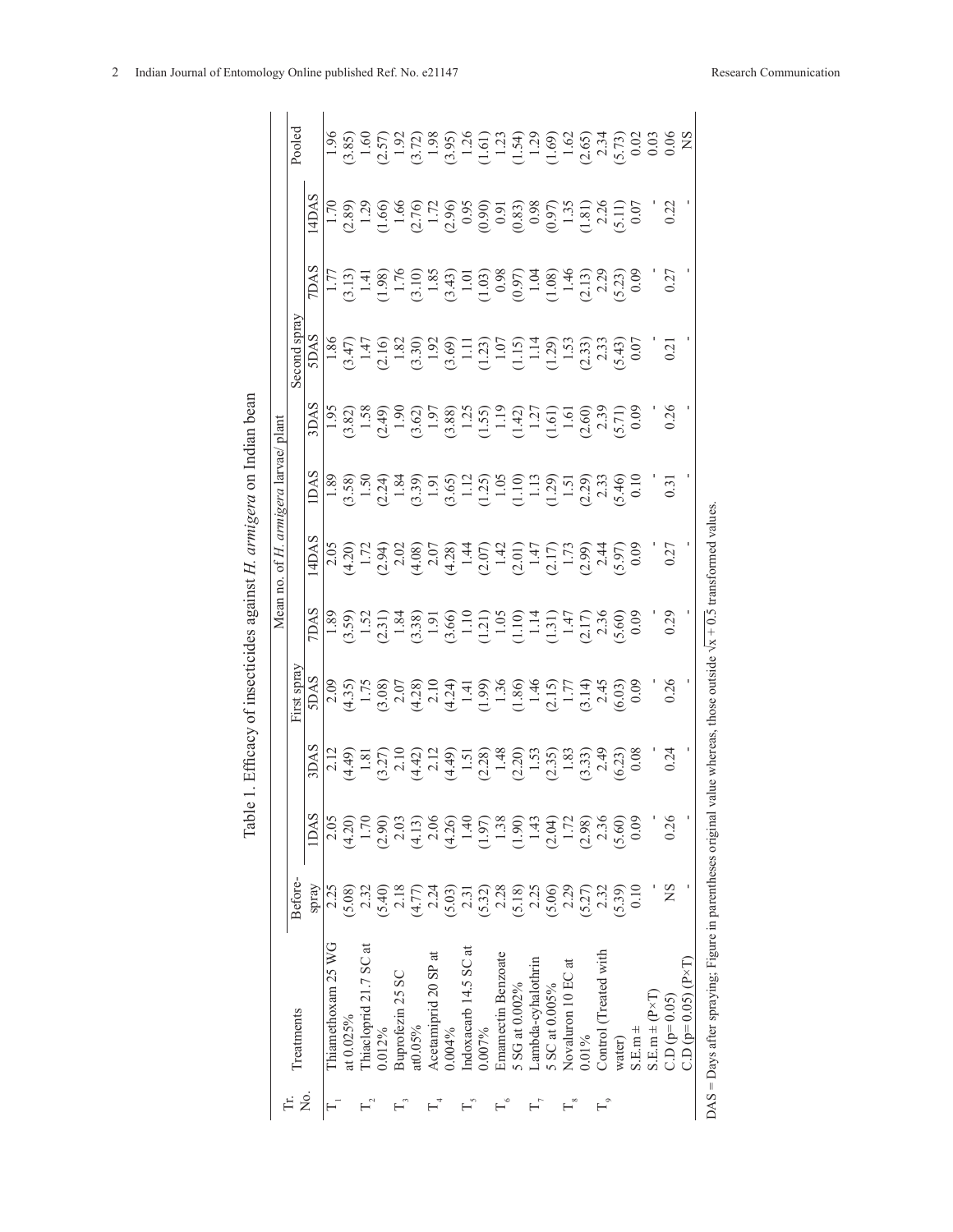Table 1. Efficacy of insecticides against *H. armigera* on Indian bean

| Tr. No. | Treatments | Mean no. of *H. armigera* larvae/ plant | | | | | | | | | | |
|---|---|---|---|---|---|---|---|---|---|---|---|---|
| | | Before-spray | First spray | | | | Second spray | | | | | Pooled |
| | | | 1DAS | 3DAS | 5DAS | 7DAS | 14DAS | 1DAS | 3DAS | 5DAS | 7DAS | 14DAS | |
| $T_1$ | Thiamethoxam 25 WG at 0.025% | 2.25 (5.08) | 2.05 (4.20) | 2.12 (4.49) | 2.09 (4.35) | 1.89 (3.59) | 2.05 (4.20) | 1.89 (3.58) | 1.95 (3.82) | 1.86 (3.47) | 1.77 (3.13) | 1.70 (2.89) | 1.96 (3.85) |
| $T_2$ | Thiacloprid 21.7 SC at 0.012% | 2.32 (5.40) | 1.70 (2.90) | 1.81 (3.27) | 1.75 (3.08) | 1.52 (2.31) | 1.72 (2.94) | 1.50 (2.24) | 1.58 (2.49) | 1.47 (2.16) | 1.41 (1.98) | 1.29 (1.66) | 1.60 (2.57) |
| $T_3$ | Buprofezin 25 SC at0.05% | 2.18 (4.77) | 2.03 (4.13) | 2.10 (4.42) | 2.07 (4.28) | 1.84 (3.38) | 2.02 (4.08) | 1.84 (3.39) | 1.90 (3.62) | 1.82 (3.30) | 1.76 (3.10) | 1.66 (2.76) | 1.92 (3.72) |
| $T_4$ | Acetamiprid 20 SP at 0.004% | 2.24 (5.03) | 2.06 (4.26) | 2.12 (4.49) | 2.10 (4.24) | 1.91 (3.66) | 2.07 (4.28) | 1.91 (3.65) | 1.97 (3.88) | 1.92 (3.69) | 1.85 (3.43) | 1.72 (2.96) | 1.98 (3.95) |
| $T_5$ | Indoxacarb 14.5 SC at 0.007% | 2.31 (5.32) | 1.40 (1.97) | 1.51 (2.28) | 1.41 (1.99) | 1.10 (1.21) | 1.44 (2.07) | 1.12 (1.25) | 1.25 (1.55) | 1.11 (1.23) | 1.01 (1.03) | 0.95 (0.90) | 1.26 (1.61) |
| $T_6$ | Emamectin Benzoate 5 SG at 0.002% | 2.28 (5.18) | 1.38 (1.90) | 1.48 (2.20) | 1.36 (1.86) | 1.05 (1.10) | 1.42 (2.01) | 1.05 (1.10) | 1.19 (1.42) | 1.07 (1.15) | 0.98 (0.97) | 0.91 (0.83) | 1.23 (1.54) |
| $T_7$ | Lambda-cyhalothrin 5 SC at 0.005% | 2.25 (5.06) | 1.43 (2.04) | 1.53 (2.35) | 1.46 (2.15) | 1.14 (1.31) | 1.47 (2.17) | 1.13 (1.29) | 1.27 (1.61) | 1.14 (1.29) | 1.04 (1.08) | 0.98 (0.97) | 1.29 (1.69) |
| $T_8$ | Novaluron 10 EC at 0.01% | 2.29 (5.27) | 1.72 (2.98) | 1.83 (3.33) | 1.77 (3.14) | 1.47 (2.17) | 1.73 (2.99) | 1.51 (2.29) | 1.61 (2.60) | 1.53 (2.33) | 1.46 (2.13) | 1.35 (1.81) | 1.62 (2.65) |
| $T_9$ | Control (Treated with water) | 2.32 (5.39) | 2.36 (5.60) | 2.49 (6.23) | 2.45 (6.03) | 2.36 (5.60) | 2.44 (5.97) | 2.33 (5.46) | 2.39 (5.71) | 2.33 (5.43) | 2.29 (5.23) | 2.26 (5.11) | 2.34 (5.73) |
| | S.E.m ± | 0.10 | 0.09 | 0.08 | 0.09 | 0.09 | 0.09 | 0.10 | 0.09 | 0.07 | 0.09 | 0.07 | 0.02 |
| | S.E.m ± (P×T) | - | - | - | - | - | - | - | - | - | - | - | 0.03 |
| | C.D (p= 0.05) | NS | 0.26 | 0.24 | 0.26 | 0.29 | 0.27 | 0.31 | 0.26 | 0.21 | 0.27 | 0.22 | 0.06 |
| | C.D (p= 0.05) (P×T) | - | - | - | - | - | - | - | - | - | - | - | NS |

DAS = Days after spraying; Figure in parentheses original value whereas, those outside $\sqrt{x+0.5}$ transformed values.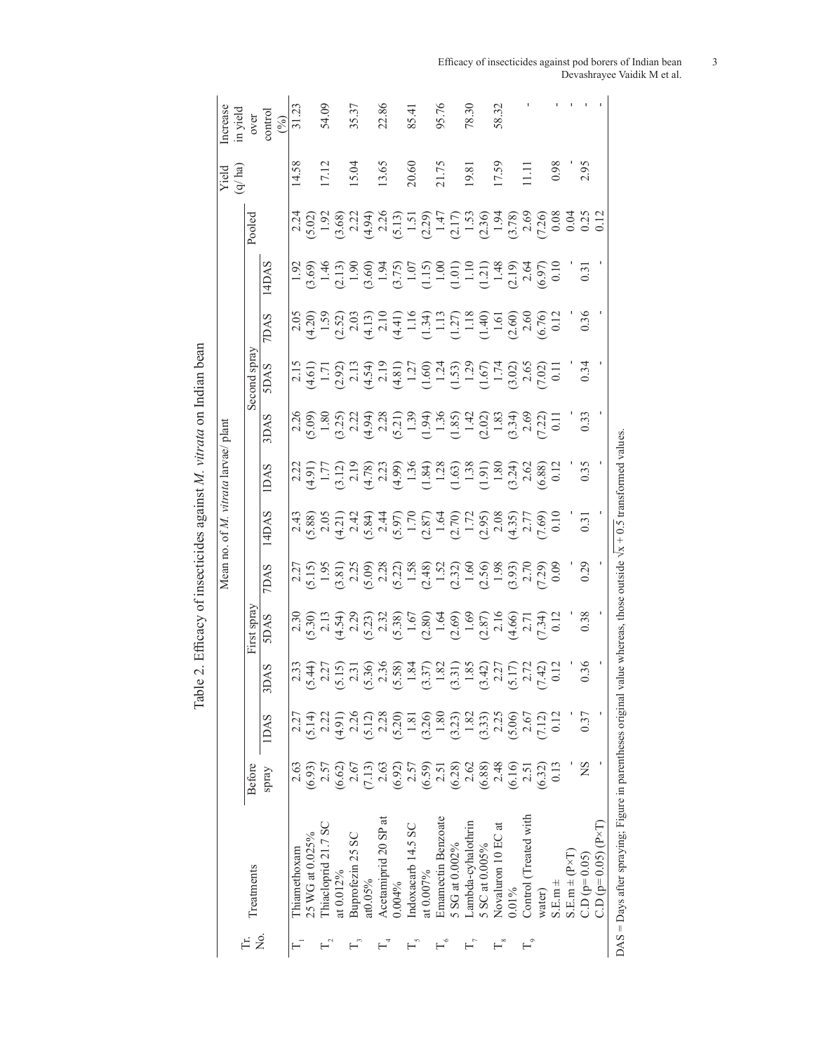Table 2. Efficacy of insecticides against *M. vitrata* on Indian bean

| Tr. No. | Treatments | Mean no. of *M. vitrata* larvae/ plant | | | | | | | | | | Pooled | Yield (q/ ha) | Increase in yield over control (%) |
|---|---|---|---|---|---|---|---|---|---|---|---|---|---|---|
| | | Before spray | First spray | | | | | Second spray | | | | | | |
| | | | 1DAS | 3DAS | 5DAS | 7DAS | 14DAS | 1DAS | 3DAS | 5DAS | 7DAS | 14DAS | | |
| $T_1$ | Thiamethoxam 25 WG at 0.025% | 2.63 (6.93) | 2.27 (5.14) | 2.33 (5.44) | 2.30 (5.30) | 2.27 (5.15) | 2.43 (5.88) | 2.22 (4.91) | 2.26 (5.09) | 2.15 (4.61) | 2.05 (4.20) | 1.92 (3.69) | 2.24 (5.02) | 14.58 | 31.23 |
| $T_2$ | Thiacloprid 21.7 SC at 0.012% | 2.57 (6.62) | 2.22 (4.91) | 2.27 (5.15) | 2.13 (4.54) | 1.95 (3.81) | 2.05 (4.21) | 1.77 (3.12) | 1.80 (3.25) | 1.71 (2.92) | 1.59 (2.52) | 1.46 (2.13) | 1.92 (3.68) | 17.12 | 54.09 |
| $T_3$ | Buprofezin 25 SC at0.05% | 2.67 (7.13) | 2.26 (5.12) | 2.31 (5.36) | 2.29 (5.23) | 2.25 (5.09) | 2.42 (5.84) | 2.19 (4.78) | 2.22 (4.94) | 2.13 (4.54) | 2.03 (4.13) | 1.90 (3.60) | 2.22 (4.94) | 15.04 | 35.37 |
| $T_4$ | Acetamiprid 20 SP at 0.004% | 2.63 (6.92) | 2.28 (5.20) | 2.36 (5.58) | 2.32 (5.38) | 2.28 (5.22) | 2.44 (5.97) | 2.23 (4.99) | 2.28 (5.21) | 2.19 (4.81) | 2.10 (4.41) | 1.94 (3.75) | 2.26 (5.13) | 13.65 | 22.86 |
| $T_5$ | Indoxacarb 14.5 SC at 0.007% | 2.57 (6.59) | 1.81 (3.26) | 1.84 (3.37) | 1.67 (2.80) | 1.58 (2.48) | 1.70 (2.87) | 1.36 (1.84) | 1.39 (1.94) | 1.27 (1.60) | 1.16 (1.34) | 1.07 (1.15) | 1.51 (2.29) | 20.60 | 85.41 |
| $T_6$ | Emamectin Benzoate 5 SG at 0.002% | 2.51 (6.28) | 1.80 (3.23) | 1.82 (3.31) | 1.64 (2.69) | 1.52 (2.32) | 1.64 (2.70) | 1.28 (1.63) | 1.36 (1.85) | 1.24 (1.53) | 1.13 (1.27) | 1.00 (1.01) | 1.47 (2.17) | 21.75 | 95.76 |
| $T_7$ | Lambda-cyhalothrin 5 SC at 0.005% | 2.62 (6.88) | 1.82 (3.33) | 1.85 (3.42) | 1.69 (2.87) | 1.60 (2.56) | 1.72 (2.95) | 1.38 (1.91) | 1.42 (2.02) | 1.29 (1.67) | 1.18 (1.40) | 1.10 (1.21) | 1.53 (2.36) | 19.81 | 78.30 |
| $T_8$ | Novaluron 10 EC at 0.01% | 2.48 (6.16) | 2.25 (5.06) | 2.27 (5.17) | 2.16 (4.66) | 1.98 (3.93) | 2.08 (4.35) | 1.80 (3.24) | 1.83 (3.34) | 1.74 (3.02) | 1.61 (2.60) | 1.48 (2.19) | 1.94 (3.78) | 17.59 | 58.32 |
| $T_9$ | Control (Treated with water) | 2.51 (6.32) | 2.67 (7.12) | 2.72 (7.42) | 2.71 (7.34) | 2.70 (7.29) | 2.77 (7.69) | 2.62 (6.88) | 2.69 (7.22) | 2.65 (7.02) | 2.60 (6.76) | 2.64 (6.97) | 2.69 (7.26) | 11.11 | - |
| | S.E.m ± | 0.13 | 0.12 | 0.12 | 0.12 | 0.09 | 0.10 | 0.12 | 0.11 | 0.11 | 0.12 | 0.10 | 0.08 | 0.98 | - |
| | S.E.m ± (P×T) | - | - | - | - | - | - | - | - | - | - | - | 0.04 | - | - |
| | C.D (p= 0.05) | NS | 0.37 | 0.36 | 0.38 | 0.29 | 0.31 | 0.35 | 0.33 | 0.34 | 0.36 | 0.31 | 0.25 | 2.95 | - |
| | C.D (p= 0.05) (P×T) | - | - | - | - | - | - | - | - | - | - | - | 0.12 | | - |

DAS = Days after spraying; Figure in parentheses original value whereas, those outside $\sqrt{x + 0.5}$ transformed values.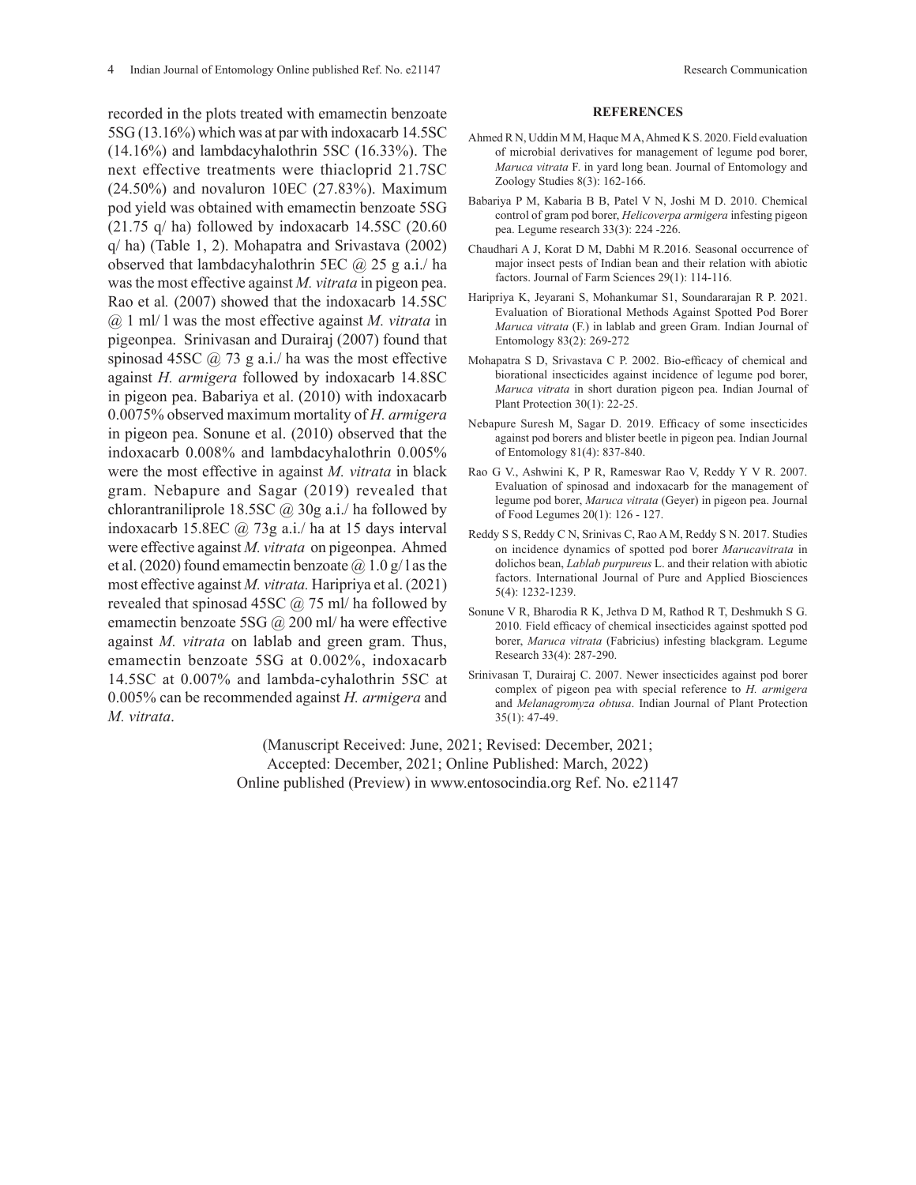recorded in the plots treated with emamectin benzoate 5SG (13.16%) which was at par with indoxacarb 14.5SC (14.16%) and lambdacyhalothrin 5SC (16.33%). The next effective treatments were thiacloprid 21.7SC (24.50%) and novaluron 10EC (27.83%). Maximum pod yield was obtained with emamectin benzoate 5SG (21.75 q/ ha) followed by indoxacarb 14.5SC (20.60 q/ ha) (Table 1, 2). Mohapatra and Srivastava (2002) observed that lambdacyhalothrin 5EC @ 25 g a.i./ ha was the most effective against *M. vitrata* in pigeon pea. Rao et al*.* (2007) showed that the indoxacarb 14.5SC @ 1 ml/ l was the most effective against *M. vitrata* in pigeonpea. Srinivasan and Durairaj (2007) found that spinosad 45SC @ 73 g a.i./ ha was the most effective against *H. armigera* followed by indoxacarb 14.8SC in pigeon pea. Babariya et al. (2010) with indoxacarb 0.0075% observed maximum mortality of *H. armigera* in pigeon pea. Sonune et al. (2010) observed that the indoxacarb 0.008% and lambdacyhalothrin 0.005% were the most effective in against *M. vitrata* in black gram. Nebapure and Sagar (2019) revealed that chlorantraniliprole 18.5SC @ 30g a.i./ ha followed by indoxacarb 15.8EC @ 73g a.i./ ha at 15 days interval were effective against *M. vitrata* on pigeonpea. Ahmed et al. (2020) found emamectin benzoate @ 1.0 g/ l as the most effective against *M. vitrata.* Haripriya et al. (2021) revealed that spinosad 45SC @ 75 ml/ ha followed by emamectin benzoate 5SG @ 200 ml/ ha were effective against *M. vitrata* on lablab and green gram. Thus, emamectin benzoate 5SG at 0.002%, indoxacarb 14.5SC at 0.007% and lambda-cyhalothrin 5SC at 0.005% can be recommended against *H. armigera* and *M. vitrata*.

## REFERENCES

Ahmed R N, Uddin M M, Haque M A, Ahmed K S. 2020. Field evaluation of microbial derivatives for management of legume pod borer, *Maruca vitrata* F. in yard long bean. Journal of Entomology and Zoology Studies 8(3): 162-166.

Babariya P M, Kabaria B B, Patel V N, Joshi M D. 2010. Chemical control of gram pod borer, *Helicoverpa armigera* infesting pigeon pea. Legume research 33(3): 224 -226.

Chaudhari A J, Korat D M, Dabhi M R.2016. Seasonal occurrence of major insect pests of Indian bean and their relation with abiotic factors. Journal of Farm Sciences 29(1): 114-116.

Haripriya K, Jeyarani S, Mohankumar S1, Soundararajan R P. 2021. Evaluation of Biorational Methods Against Spotted Pod Borer *Maruca vitrata* (F.) in lablab and green Gram. Indian Journal of Entomology 83(2): 269-272

Mohapatra S D, Srivastava C P. 2002. Bio-efficacy of chemical and biorational insecticides against incidence of legume pod borer, *Maruca vitrata* in short duration pigeon pea. Indian Journal of Plant Protection 30(1): 22-25.

Nebapure Suresh M, Sagar D. 2019. Efficacy of some insecticides against pod borers and blister beetle in pigeon pea. Indian Journal of Entomology 81(4): 837-840.

Rao G V., Ashwini K, P R, Rameswar Rao V, Reddy Y V R. 2007. Evaluation of spinosad and indoxacarb for the management of legume pod borer, *Maruca vitrata* (Geyer) in pigeon pea. Journal of Food Legumes 20(1): 126 - 127.

Reddy S S, Reddy C N, Srinivas C, Rao A M, Reddy S N. 2017. Studies on incidence dynamics of spotted pod borer *Marucavitrata* in dolichos bean, *Lablab purpureus* L. and their relation with abiotic factors. International Journal of Pure and Applied Biosciences 5(4): 1232-1239.

Sonune V R, Bharodia R K, Jethva D M, Rathod R T, Deshmukh S G. 2010. Field efficacy of chemical insecticides against spotted pod borer, *Maruca vitrata* (Fabricius) infesting blackgram. Legume Research 33(4): 287-290.

Srinivasan T, Durairaj C. 2007. Newer insecticides against pod borer complex of pigeon pea with special reference to *H. armigera* and *Melanagromyza obtusa*. Indian Journal of Plant Protection 35(1): 47-49.

(Manuscript Received: June, 2021; Revised: December, 2021; Accepted: December, 2021; Online Published: March, 2022)
Online published (Preview) in www.entosocindia.org Ref. No. e21147